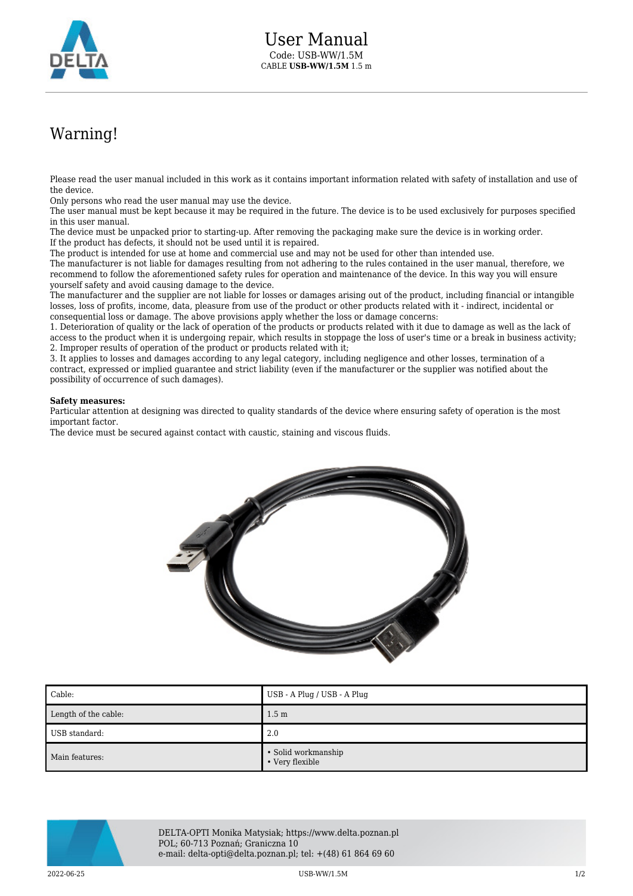# User Manual

Code: USB-WW/1.5M
CABLE **USB-WW/1.5M** 1.5 m

## Warning!

Please read the user manual included in this work as it contains important information related with safety of installation and use of the device.
Only persons who read the user manual may use the device.
The user manual must be kept because it may be required in the future. The device is to be used exclusively for purposes specified in this user manual.
The device must be unpacked prior to starting-up. After removing the packaging make sure the device is in working order.
If the product has defects, it should not be used until it is repaired.
The product is intended for use at home and commercial use and may not be used for other than intended use.
The manufacturer is not liable for damages resulting from not adhering to the rules contained in the user manual, therefore, we recommend to follow the aforementioned safety rules for operation and maintenance of the device. In this way you will ensure yourself safety and avoid causing damage to the device.
The manufacturer and the supplier are not liable for losses or damages arising out of the product, including financial or intangible losses, loss of profits, income, data, pleasure from use of the product or other products related with it - indirect, incidental or consequential loss or damage. The above provisions apply whether the loss or damage concerns:
1. Deterioration of quality or the lack of operation of the products or products related with it due to damage as well as the lack of access to the product when it is undergoing repair, which results in stoppage the loss of user's time or a break in business activity;
2. Improper results of operation of the product or products related with it;
3. It applies to losses and damages according to any legal category, including negligence and other losses, termination of a contract, expressed or implied guarantee and strict liability (even if the manufacturer or the supplier was notified about the possibility of occurrence of such damages).

**Safety measures:**
Particular attention at designing was directed to quality standards of the device where ensuring safety of operation is the most important factor.
The device must be secured against contact with caustic, staining and viscous fluids.

| Cable: | USB - A Plug / USB - A Plug |
|---|---|
| Length of the cable: | 1.5 m |
| USB standard: | 2.0 |
| Main features: | • Solid workmanship<br>• Very flexible |

DELTA-OPTI Monika Matysiak; https://www.delta.poznan.pl
POL; 60-713 Poznań; Graniczna 10
e-mail: delta-opti@delta.poznan.pl; tel: +(48) 61 864 69 60

2022-06-25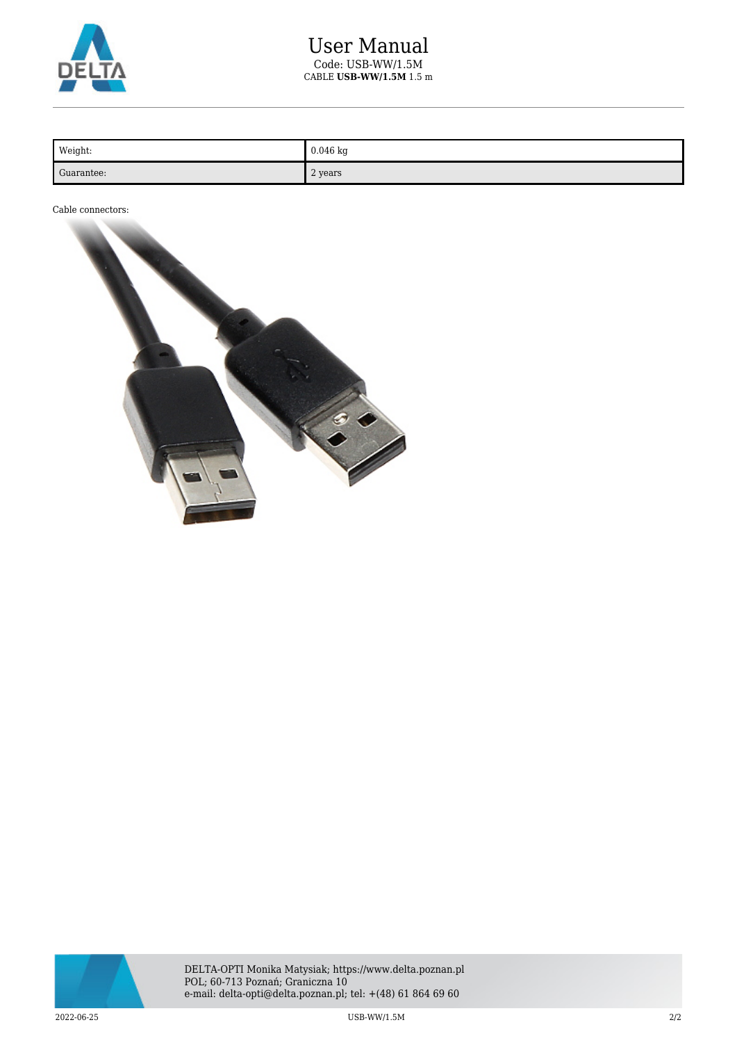# User Manual

Code: USB-WW/1.5M

CABLE **USB-WW/1.5M** 1.5 m

| | |
|---|---|
| Weight: | 0.046 kg |
| Guarantee: | 2 years |

Cable connectors:

DELTA-OPTI Monika Matysiak; https://www.delta.poznan.pl
POL; 60-713 Poznań; Graniczna 10
e-mail: delta-opti@delta.poznan.pl; tel: +(48) 61 864 69 60